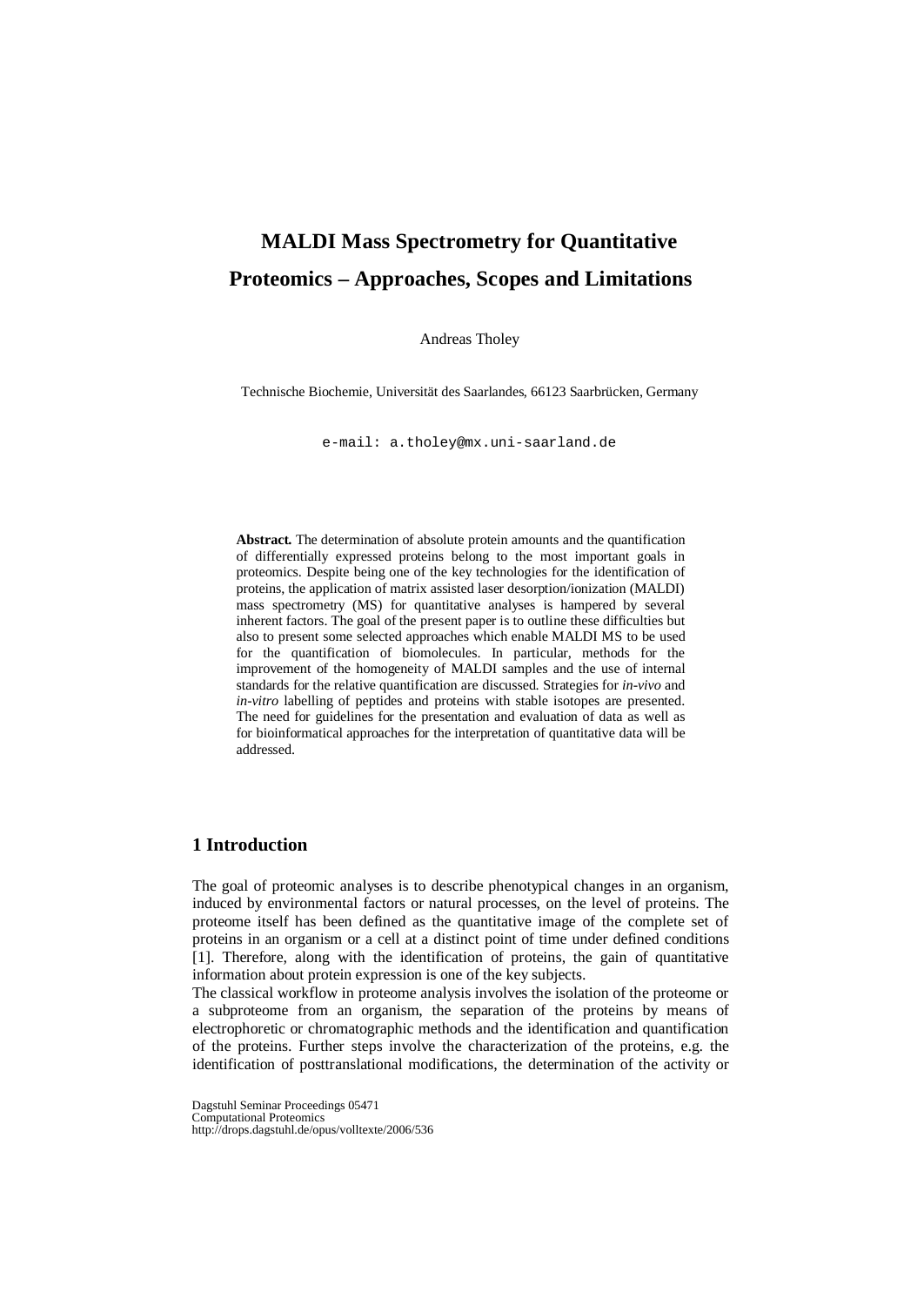# MALDI Mass Spectrometry for Quantitative Proteomics – Approaches, Scopes and Limitations

Andreas Tholey

Technische Biochemie, Universität des Saarlandes, 66123 Saarbrücken, Germany

e-mail: a.tholey@mx.uni-saarland.de

**Abstract.** The determination of absolute protein amounts and the quantification of differentially expressed proteins belong to the most important goals in proteomics. Despite being one of the key technologies for the identification of proteins, the application of matrix assisted laser desorption/ionization (MALDI) mass spectrometry (MS) for quantitative analyses is hampered by several inherent factors. The goal of the present paper is to outline these difficulties but also to present some selected approaches which enable MALDI MS to be used for the quantification of biomolecules. In particular, methods for the improvement of the homogeneity of MALDI samples and the use of internal standards for the relative quantification are discussed. Strategies for *in-vivo* and *in-vitro* labelling of peptides and proteins with stable isotopes are presented. The need for guidelines for the presentation and evaluation of data as well as for bioinformatical approaches for the interpretation of quantitative data will be addressed.

## 1 Introduction

The goal of proteomic analyses is to describe phenotypical changes in an organism, induced by environmental factors or natural processes, on the level of proteins. The proteome itself has been defined as the quantitative image of the complete set of proteins in an organism or a cell at a distinct point of time under defined conditions [1]. Therefore, along with the identification of proteins, the gain of quantitative information about protein expression is one of the key subjects.

The classical workflow in proteome analysis involves the isolation of the proteome or a subproteome from an organism, the separation of the proteins by means of electrophoretic or chromatographic methods and the identification and quantification of the proteins. Further steps involve the characterization of the proteins, e.g. the identification of posttranslational modifications, the determination of the activity or

Dagstuhl Seminar Proceedings 05471
Computational Proteomics
http://drops.dagstuhl.de/opus/volltexte/2006/536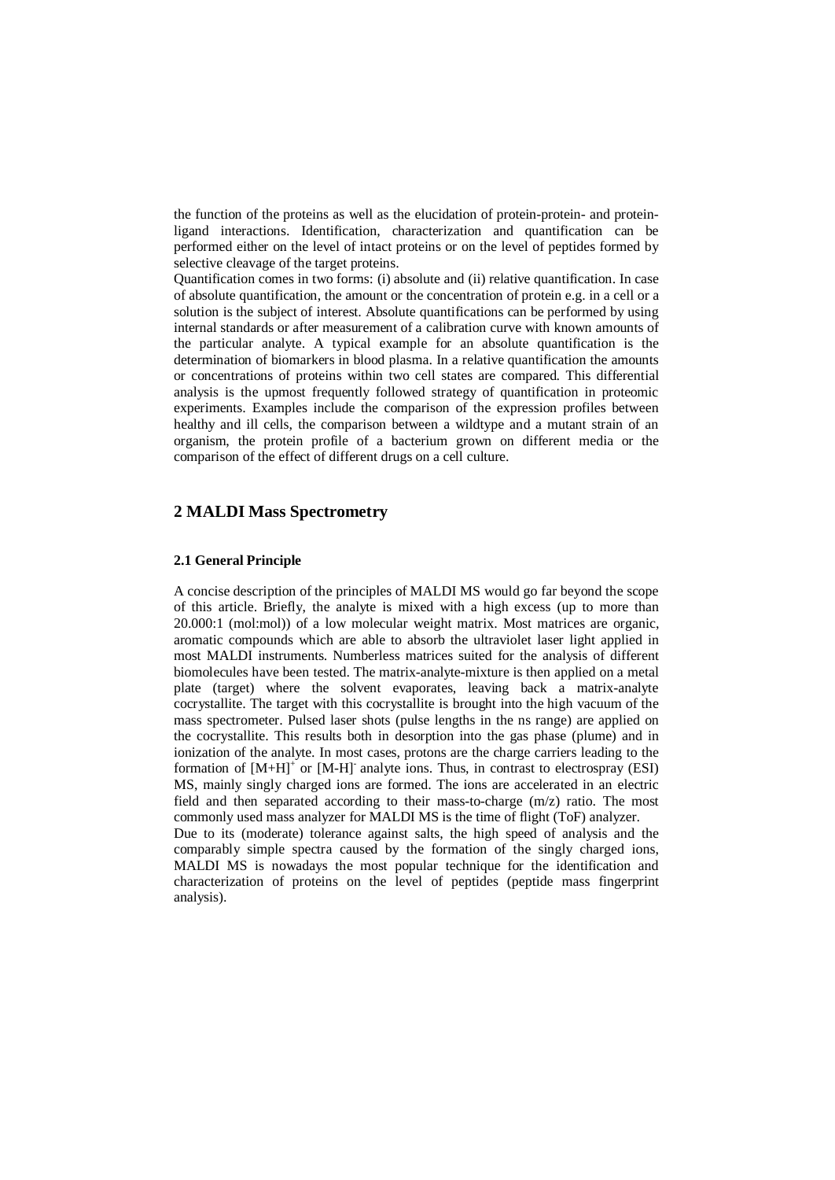the function of the proteins as well as the elucidation of protein-protein- and protein-ligand interactions. Identification, characterization and quantification can be performed either on the level of intact proteins or on the level of peptides formed by selective cleavage of the target proteins.

Quantification comes in two forms: (i) absolute and (ii) relative quantification. In case of absolute quantification, the amount or the concentration of protein e.g. in a cell or a solution is the subject of interest. Absolute quantifications can be performed by using internal standards or after measurement of a calibration curve with known amounts of the particular analyte. A typical example for an absolute quantification is the determination of biomarkers in blood plasma. In a relative quantification the amounts or concentrations of proteins within two cell states are compared. This differential analysis is the upmost frequently followed strategy of quantification in proteomic experiments. Examples include the comparison of the expression profiles between healthy and ill cells, the comparison between a wildtype and a mutant strain of an organism, the protein profile of a bacterium grown on different media or the comparison of the effect of different drugs on a cell culture.

## 2 MALDI Mass Spectrometry

### 2.1 General Principle

A concise description of the principles of MALDI MS would go far beyond the scope of this article. Briefly, the analyte is mixed with a high excess (up to more than 20.000:1 (mol:mol)) of a low molecular weight matrix. Most matrices are organic, aromatic compounds which are able to absorb the ultraviolet laser light applied in most MALDI instruments. Numberless matrices suited for the analysis of different biomolecules have been tested. The matrix-analyte-mixture is then applied on a metal plate (target) where the solvent evaporates, leaving back a matrix-analyte cocrystallite. The target with this cocrystallite is brought into the high vacuum of the mass spectrometer. Pulsed laser shots (pulse lengths in the ns range) are applied on the cocrystallite. This results both in desorption into the gas phase (plume) and in ionization of the analyte. In most cases, protons are the charge carriers leading to the formation of $[M+H]^+$ or $[M-H]^-$ analyte ions. Thus, in contrast to electrospray (ESI) MS, mainly singly charged ions are formed. The ions are accelerated in an electric field and then separated according to their mass-to-charge (m/z) ratio. The most commonly used mass analyzer for MALDI MS is the time of flight (ToF) analyzer.

Due to its (moderate) tolerance against salts, the high speed of analysis and the comparably simple spectra caused by the formation of the singly charged ions, MALDI MS is nowadays the most popular technique for the identification and characterization of proteins on the level of peptides (peptide mass fingerprint analysis).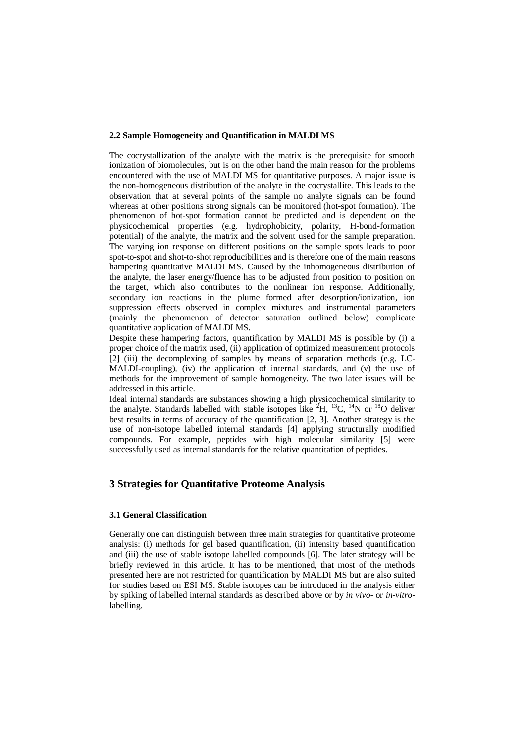### 2.2 Sample Homogeneity and Quantification in MALDI MS

The cocrystallization of the analyte with the matrix is the prerequisite for smooth ionization of biomolecules, but is on the other hand the main reason for the problems encountered with the use of MALDI MS for quantitative purposes. A major issue is the non-homogeneous distribution of the analyte in the cocrystallite. This leads to the observation that at several points of the sample no analyte signals can be found whereas at other positions strong signals can be monitored (hot-spot formation). The phenomenon of hot-spot formation cannot be predicted and is dependent on the physicochemical properties (e.g. hydrophobicity, polarity, H-bond-formation potential) of the analyte, the matrix and the solvent used for the sample preparation. The varying ion response on different positions on the sample spots leads to poor spot-to-spot and shot-to-shot reproducibilities and is therefore one of the main reasons hampering quantitative MALDI MS. Caused by the inhomogeneous distribution of the analyte, the laser energy/fluence has to be adjusted from position to position on the target, which also contributes to the nonlinear ion response. Additionally, secondary ion reactions in the plume formed after desorption/ionization, ion suppression effects observed in complex mixtures and instrumental parameters (mainly the phenomenon of detector saturation outlined below) complicate quantitative application of MALDI MS.

Despite these hampering factors, quantification by MALDI MS is possible by (i) a proper choice of the matrix used, (ii) application of optimized measurement protocols [2] (iii) the decomplexing of samples by means of separation methods (e.g. LC-MALDI-coupling), (iv) the application of internal standards, and (v) the use of methods for the improvement of sample homogeneity. The two later issues will be addressed in this article.

Ideal internal standards are substances showing a high physicochemical similarity to the analyte. Standards labelled with stable isotopes like $^{2}H$, $^{13}C$, $^{14}N$ or $^{18}O$ deliver best results in terms of accuracy of the quantification [2, 3]. Another strategy is the use of non-isotope labelled internal standards [4] applying structurally modified compounds. For example, peptides with high molecular similarity [5] were successfully used as internal standards for the relative quantitation of peptides.

## 3 Strategies for Quantitative Proteome Analysis

### 3.1 General Classification

Generally one can distinguish between three main strategies for quantitative proteome analysis: (i) methods for gel based quantification, (ii) intensity based quantification and (iii) the use of stable isotope labelled compounds [6]. The later strategy will be briefly reviewed in this article. It has to be mentioned, that most of the methods presented here are not restricted for quantification by MALDI MS but are also suited for studies based on ESI MS. Stable isotopes can be introduced in the analysis either by spiking of labelled internal standards as described above or by *in vivo*- or *in-vitro*-labelling.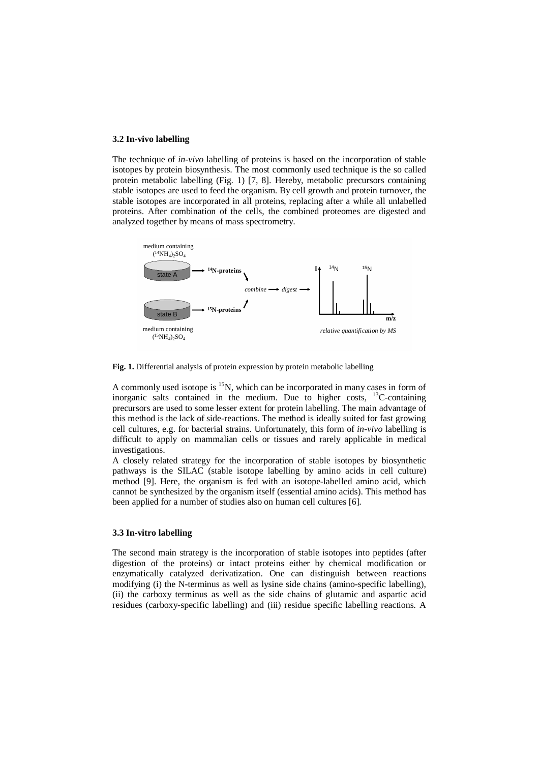### 3.2 In-vivo labelling

The technique of *in-vivo* labelling of proteins is based on the incorporation of stable isotopes by protein biosynthesis. The most commonly used technique is the so called protein metabolic labelling (Fig. 1) [7, 8]. Hereby, metabolic precursors containing stable isotopes are used to feed the organism. By cell growth and protein turnover, the stable isotopes are incorporated in all proteins, replacing after a while all unlabelled proteins. After combination of the cells, the combined proteomes are digested and analyzed together by means of mass spectrometry.

**Fig. 1.** Differential analysis of protein expression by protein metabolic labelling

A commonly used isotope is $^{15}N$, which can be incorporated in many cases in form of inorganic salts contained in the medium. Due to higher costs, $^{13}C$-containing precursors are used to some lesser extent for protein labelling. The main advantage of this method is the lack of side-reactions. The method is ideally suited for fast growing cell cultures, e.g. for bacterial strains. Unfortunately, this form of *in-vivo* labelling is difficult to apply on mammalian cells or tissues and rarely applicable in medical investigations.

A closely related strategy for the incorporation of stable isotopes by biosynthetic pathways is the SILAC (stable isotope labelling by amino acids in cell culture) method [9]. Here, the organism is fed with an isotope-labelled amino acid, which cannot be synthesized by the organism itself (essential amino acids). This method has been applied for a number of studies also on human cell cultures [6].

### 3.3 In-vitro labelling

The second main strategy is the incorporation of stable isotopes into peptides (after digestion of the proteins) or intact proteins either by chemical modification or enzymatically catalyzed derivatization. One can distinguish between reactions modifying (i) the N-terminus as well as lysine side chains (amino-specific labelling), (ii) the carboxy terminus as well as the side chains of glutamic and aspartic acid residues (carboxy-specific labelling) and (iii) residue specific labelling reactions. A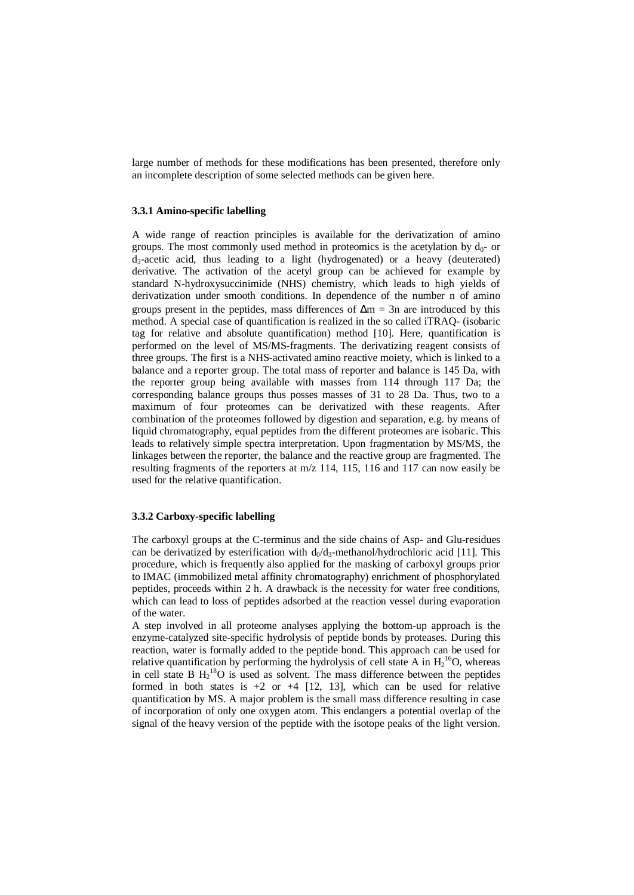large number of methods for these modifications has been presented, therefore only an incomplete description of some selected methods can be given here.

### 3.3.1 Amino-specific labelling

A wide range of reaction principles is available for the derivatization of amino groups. The most commonly used method in proteomics is the acetylation by $d_0$- or $d_3$-acetic acid, thus leading to a light (hydrogenated) or a heavy (deuterated) derivative. The activation of the acetyl group can be achieved for example by standard N-hydroxysuccinimide (NHS) chemistry, which leads to high yields of derivatization under smooth conditions. In dependence of the number n of amino groups present in the peptides, mass differences of $\Delta m = 3n$ are introduced by this method. A special case of quantification is realized in the so called iTRAQ- (isobaric tag for relative and absolute quantification) method [10]. Here, quantification is performed on the level of MS/MS-fragments. The derivatizing reagent consists of three groups. The first is a NHS-activated amino reactive moiety, which is linked to a balance and a reporter group. The total mass of reporter and balance is 145 Da, with the reporter group being available with masses from 114 through 117 Da; the corresponding balance groups thus posses masses of 31 to 28 Da. Thus, two to a maximum of four proteomes can be derivatized with these reagents. After combination of the proteomes followed by digestion and separation, e.g. by means of liquid chromatography, equal peptides from the different proteomes are isobaric. This leads to relatively simple spectra interpretation. Upon fragmentation by MS/MS, the linkages between the reporter, the balance and the reactive group are fragmented. The resulting fragments of the reporters at m/z 114, 115, 116 and 117 can now easily be used for the relative quantification.

### 3.3.2 Carboxy-specific labelling

The carboxyl groups at the C-terminus and the side chains of Asp- and Glu-residues can be derivatized by esterification with $d_0$/$d_3$-methanol/hydrochloric acid [11]. This procedure, which is frequently also applied for the masking of carboxyl groups prior to IMAC (immobilized metal affinity chromatography) enrichment of phosphorylated peptides, proceeds within 2 h. A drawback is the necessity for water free conditions, which can lead to loss of peptides adsorbed at the reaction vessel during evaporation of the water.

A step involved in all proteome analyses applying the bottom-up approach is the enzyme-catalyzed site-specific hydrolysis of peptide bonds by proteases. During this reaction, water is formally added to the peptide bond. This approach can be used for relative quantification by performing the hydrolysis of cell state A in $H_2{}^{16}O$, whereas in cell state B $H_2{}^{18}O$ is used as solvent. The mass difference between the peptides formed in both states is +2 or +4 [12, 13], which can be used for relative quantification by MS. A major problem is the small mass difference resulting in case of incorporation of only one oxygen atom. This endangers a potential overlap of the signal of the heavy version of the peptide with the isotope peaks of the light version.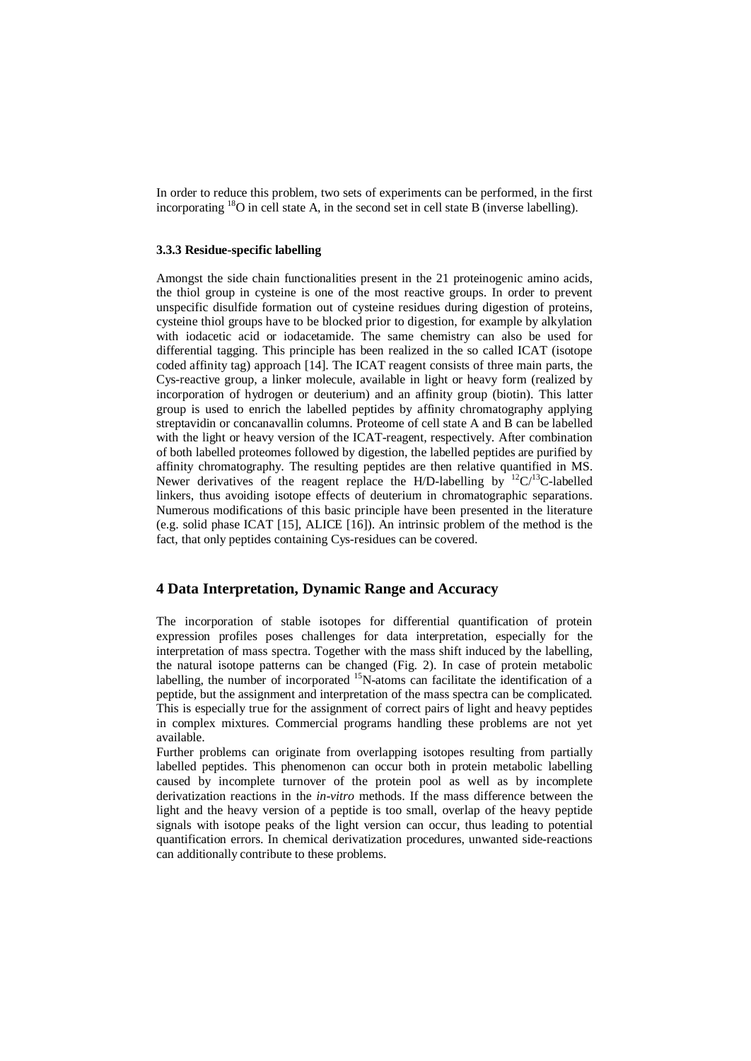In order to reduce this problem, two sets of experiments can be performed, in the first incorporating $^{18}O$ in cell state A, in the second set in cell state B (inverse labelling).

### 3.3.3 Residue-specific labelling

Amongst the side chain functionalities present in the 21 proteinogenic amino acids, the thiol group in cysteine is one of the most reactive groups. In order to prevent unspecific disulfide formation out of cysteine residues during digestion of proteins, cysteine thiol groups have to be blocked prior to digestion, for example by alkylation with iodacetic acid or iodacetamide. The same chemistry can also be used for differential tagging. This principle has been realized in the so called ICAT (isotope coded affinity tag) approach [14]. The ICAT reagent consists of three main parts, the Cys-reactive group, a linker molecule, available in light or heavy form (realized by incorporation of hydrogen or deuterium) and an affinity group (biotin). This latter group is used to enrich the labelled peptides by affinity chromatography applying streptavidin or concanavallin columns. Proteome of cell state A and B can be labelled with the light or heavy version of the ICAT-reagent, respectively. After combination of both labelled proteomes followed by digestion, the labelled peptides are purified by affinity chromatography. The resulting peptides are then relative quantified in MS. Newer derivatives of the reagent replace the H/D-labelling by $^{12}C/^{13}C$-labelled linkers, thus avoiding isotope effects of deuterium in chromatographic separations. Numerous modifications of this basic principle have been presented in the literature (e.g. solid phase ICAT [15], ALICE [16]). An intrinsic problem of the method is the fact, that only peptides containing Cys-residues can be covered.

## 4 Data Interpretation, Dynamic Range and Accuracy

The incorporation of stable isotopes for differential quantification of protein expression profiles poses challenges for data interpretation, especially for the interpretation of mass spectra. Together with the mass shift induced by the labelling, the natural isotope patterns can be changed (Fig. 2). In case of protein metabolic labelling, the number of incorporated $^{15}N$-atoms can facilitate the identification of a peptide, but the assignment and interpretation of the mass spectra can be complicated. This is especially true for the assignment of correct pairs of light and heavy peptides in complex mixtures. Commercial programs handling these problems are not yet available.

Further problems can originate from overlapping isotopes resulting from partially labelled peptides. This phenomenon can occur both in protein metabolic labelling caused by incomplete turnover of the protein pool as well as by incomplete derivatization reactions in the *in-vitro* methods. If the mass difference between the light and the heavy version of a peptide is too small, overlap of the heavy peptide signals with isotope peaks of the light version can occur, thus leading to potential quantification errors. In chemical derivatization procedures, unwanted side-reactions can additionally contribute to these problems.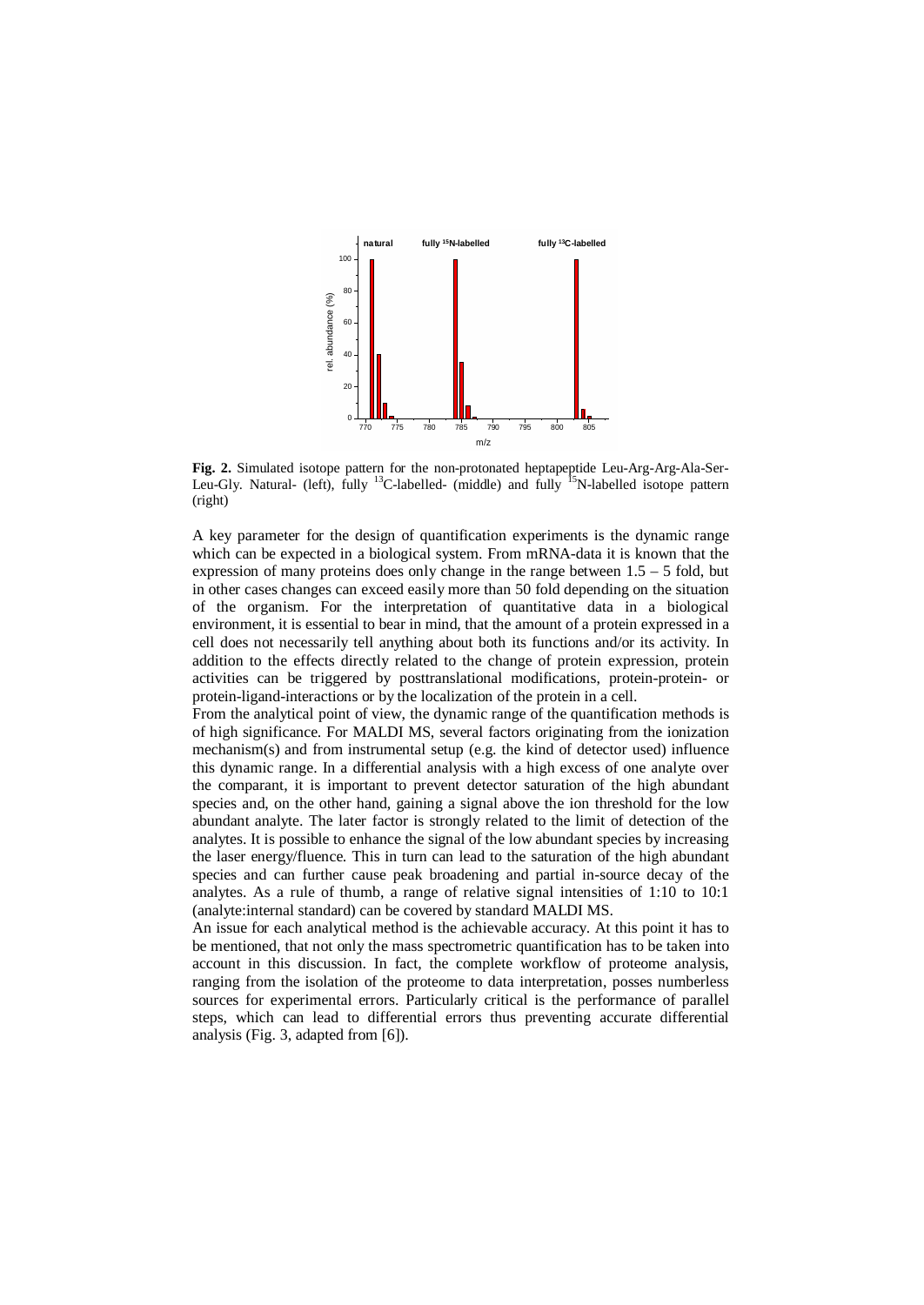**Fig. 2.** Simulated isotope pattern for the non-protonated heptapeptide Leu-Arg-Arg-Ala-Ser-Leu-Gly. Natural- (left), fully $^{13}$C-labelled- (middle) and fully $^{15}$N-labelled isotope pattern (right)

A key parameter for the design of quantification experiments is the dynamic range which can be expected in a biological system. From mRNA-data it is known that the expression of many proteins does only change in the range between 1.5 – 5 fold, but in other cases changes can exceed easily more than 50 fold depending on the situation of the organism. For the interpretation of quantitative data in a biological environment, it is essential to bear in mind, that the amount of a protein expressed in a cell does not necessarily tell anything about both its functions and/or its activity. In addition to the effects directly related to the change of protein expression, protein activities can be triggered by posttranslational modifications, protein-protein- or protein-ligand-interactions or by the localization of the protein in a cell.

From the analytical point of view, the dynamic range of the quantification methods is of high significance. For MALDI MS, several factors originating from the ionization mechanism(s) and from instrumental setup (e.g. the kind of detector used) influence this dynamic range. In a differential analysis with a high excess of one analyte over the comparant, it is important to prevent detector saturation of the high abundant species and, on the other hand, gaining a signal above the ion threshold for the low abundant analyte. The later factor is strongly related to the limit of detection of the analytes. It is possible to enhance the signal of the low abundant species by increasing the laser energy/fluence. This in turn can lead to the saturation of the high abundant species and can further cause peak broadening and partial in-source decay of the analytes. As a rule of thumb, a range of relative signal intensities of 1:10 to 10:1 (analyte:internal standard) can be covered by standard MALDI MS.

An issue for each analytical method is the achievable accuracy. At this point it has to be mentioned, that not only the mass spectrometric quantification has to be taken into account in this discussion. In fact, the complete workflow of proteome analysis, ranging from the isolation of the proteome to data interpretation, posses numberless sources for experimental errors. Particularly critical is the performance of parallel steps, which can lead to differential errors thus preventing accurate differential analysis (Fig. 3, adapted from [6]).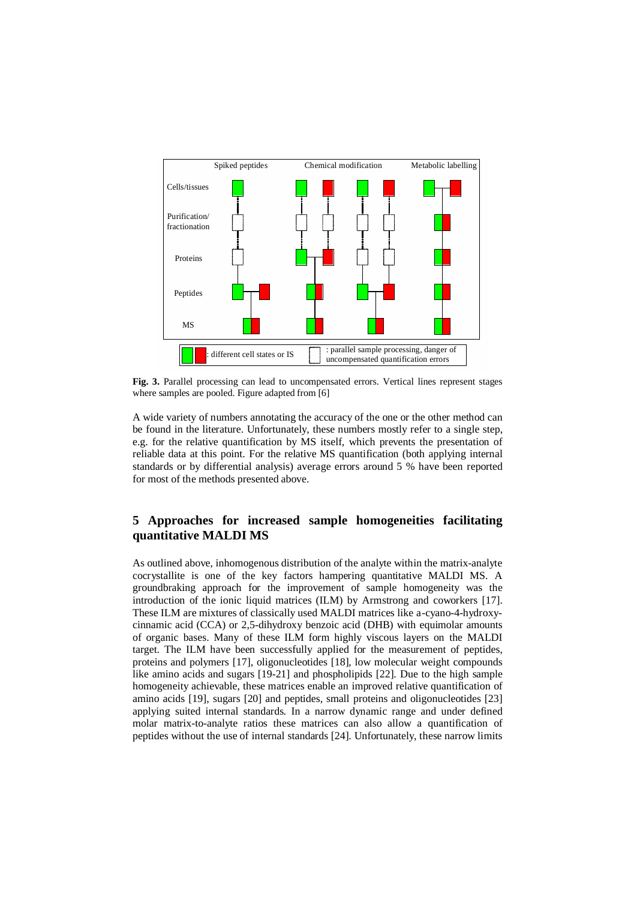Fig. 3. Parallel processing can lead to uncompensated errors. Vertical lines represent stages where samples are pooled. Figure adapted from [6]

A wide variety of numbers annotating the accuracy of the one or the other method can be found in the literature. Unfortunately, these numbers mostly refer to a single step, e.g. for the relative quantification by MS itself, which prevents the presentation of reliable data at this point. For the relative MS quantification (both applying internal standards or by differential analysis) average errors around 5 % have been reported for most of the methods presented above.

## 5 Approaches for increased sample homogeneities facilitating quantitative MALDI MS

As outlined above, inhomogenous distribution of the analyte within the matrix-analyte cocrystallite is one of the key factors hampering quantitative MALDI MS. A groundbraking approach for the improvement of sample homogeneity was the introduction of the ionic liquid matrices (ILM) by Armstrong and coworkers [17]. These ILM are mixtures of classically used MALDI matrices like a-cyano-4-hydroxy-cinnamic acid (CCA) or 2,5-dihydroxy benzoic acid (DHB) with equimolar amounts of organic bases. Many of these ILM form highly viscous layers on the MALDI target. The ILM have been successfully applied for the measurement of peptides, proteins and polymers [17], oligonucleotides [18], low molecular weight compounds like amino acids and sugars [19-21] and phospholipids [22]. Due to the high sample homogeneity achievable, these matrices enable an improved relative quantification of amino acids [19], sugars [20] and peptides, small proteins and oligonucleotides [23] applying suited internal standards. In a narrow dynamic range and under defined molar matrix-to-analyte ratios these matrices can also allow a quantification of peptides without the use of internal standards [24]. Unfortunately, these narrow limits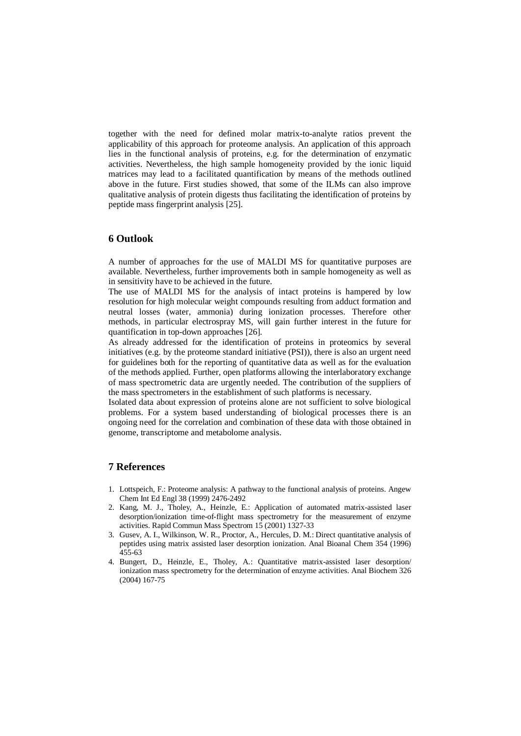together with the need for defined molar matrix-to-analyte ratios prevent the applicability of this approach for proteome analysis. An application of this approach lies in the functional analysis of proteins, e.g. for the determination of enzymatic activities. Nevertheless, the high sample homogeneity provided by the ionic liquid matrices may lead to a facilitated quantification by means of the methods outlined above in the future. First studies showed, that some of the ILMs can also improve qualitative analysis of protein digests thus facilitating the identification of proteins by peptide mass fingerprint analysis [25].

## 6 Outlook

A number of approaches for the use of MALDI MS for quantitative purposes are available. Nevertheless, further improvements both in sample homogeneity as well as in sensitivity have to be achieved in the future.

The use of MALDI MS for the analysis of intact proteins is hampered by low resolution for high molecular weight compounds resulting from adduct formation and neutral losses (water, ammonia) during ionization processes. Therefore other methods, in particular electrospray MS, will gain further interest in the future for quantification in top-down approaches [26].

As already addressed for the identification of proteins in proteomics by several initiatives (e.g. by the proteome standard initiative (PSI)), there is also an urgent need for guidelines both for the reporting of quantitative data as well as for the evaluation of the methods applied. Further, open platforms allowing the interlaboratory exchange of mass spectrometric data are urgently needed. The contribution of the suppliers of the mass spectrometers in the establishment of such platforms is necessary.

Isolated data about expression of proteins alone are not sufficient to solve biological problems. For a system based understanding of biological processes there is an ongoing need for the correlation and combination of these data with those obtained in genome, transcriptome and metabolome analysis.

## 7 References

1. Lottspeich, F.: Proteome analysis: A pathway to the functional analysis of proteins. Angew Chem Int Ed Engl 38 (1999) 2476-2492
2. Kang, M. J., Tholey, A., Heinzle, E.: Application of automated matrix-assisted laser desorption/ionization time-of-flight mass spectrometry for the measurement of enzyme activities. Rapid Commun Mass Spectrom 15 (2001) 1327-33
3. Gusev, A. I., Wilkinson, W. R., Proctor, A., Hercules, D. M.: Direct quantitative analysis of peptides using matrix assisted laser desorption ionization. Anal Bioanal Chem 354 (1996) 455-63
4. Bungert, D., Heinzle, E., Tholey, A.: Quantitative matrix-assisted laser desorption/ ionization mass spectrometry for the determination of enzyme activities. Anal Biochem 326 (2004) 167-75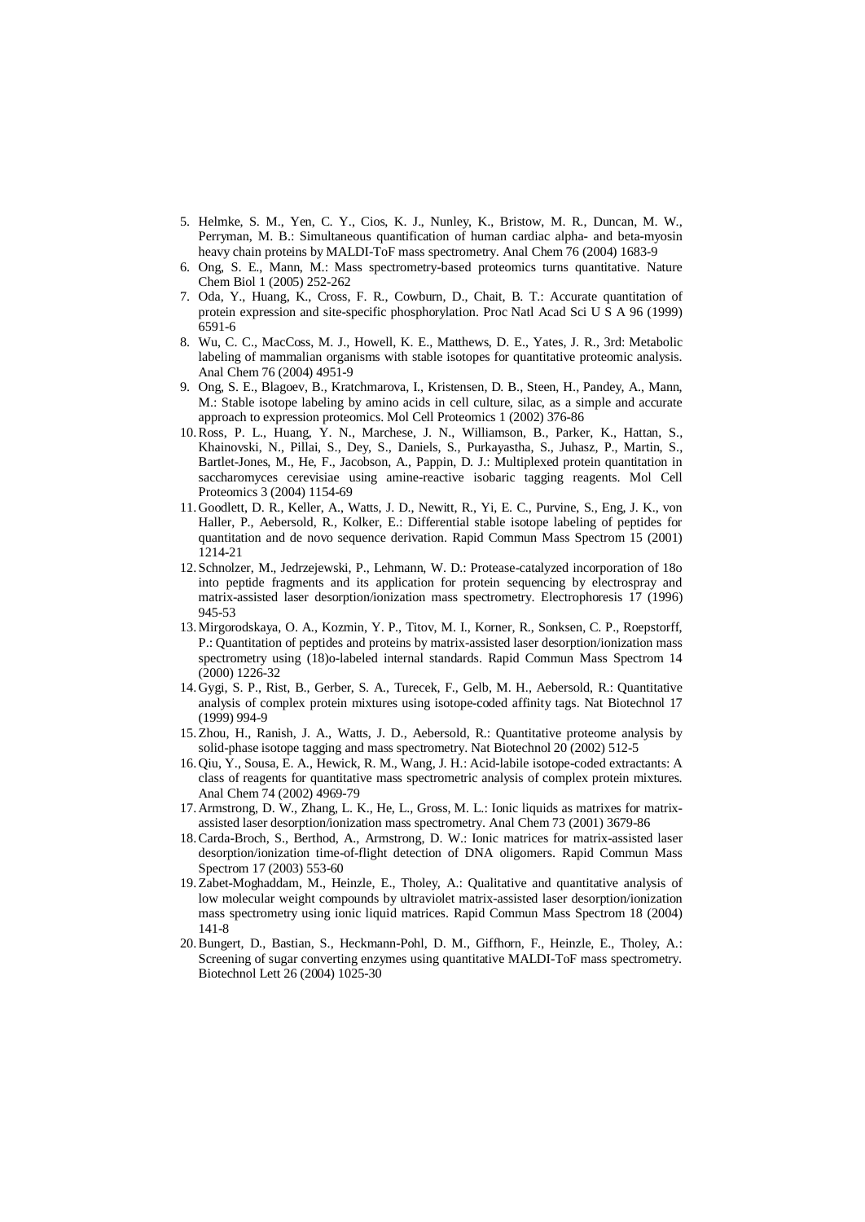5. Helmke, S. M., Yen, C. Y., Cios, K. J., Nunley, K., Bristow, M. R., Duncan, M. W., Perryman, M. B.: Simultaneous quantification of human cardiac alpha- and beta-myosin heavy chain proteins by MALDI-ToF mass spectrometry. Anal Chem 76 (2004) 1683-9
6. Ong, S. E., Mann, M.: Mass spectrometry-based proteomics turns quantitative. Nature Chem Biol 1 (2005) 252-262
7. Oda, Y., Huang, K., Cross, F. R., Cowburn, D., Chait, B. T.: Accurate quantitation of protein expression and site-specific phosphorylation. Proc Natl Acad Sci U S A 96 (1999) 6591-6
8. Wu, C. C., MacCoss, M. J., Howell, K. E., Matthews, D. E., Yates, J. R., 3rd: Metabolic labeling of mammalian organisms with stable isotopes for quantitative proteomic analysis. Anal Chem 76 (2004) 4951-9
9. Ong, S. E., Blagoev, B., Kratchmarova, I., Kristensen, D. B., Steen, H., Pandey, A., Mann, M.: Stable isotope labeling by amino acids in cell culture, silac, as a simple and accurate approach to expression proteomics. Mol Cell Proteomics 1 (2002) 376-86
10. Ross, P. L., Huang, Y. N., Marchese, J. N., Williamson, B., Parker, K., Hattan, S., Khainovski, N., Pillai, S., Dey, S., Daniels, S., Purkayastha, S., Juhasz, P., Martin, S., Bartlet-Jones, M., He, F., Jacobson, A., Pappin, D. J.: Multiplexed protein quantitation in saccharomyces cerevisiae using amine-reactive isobaric tagging reagents. Mol Cell Proteomics 3 (2004) 1154-69
11. Goodlett, D. R., Keller, A., Watts, J. D., Newitt, R., Yi, E. C., Purvine, S., Eng, J. K., von Haller, P., Aebersold, R., Kolker, E.: Differential stable isotope labeling of peptides for quantitation and de novo sequence derivation. Rapid Commun Mass Spectrom 15 (2001) 1214-21
12. Schnolzer, M., Jedrzejewski, P., Lehmann, W. D.: Protease-catalyzed incorporation of 18o into peptide fragments and its application for protein sequencing by electrospray and matrix-assisted laser desorption/ionization mass spectrometry. Electrophoresis 17 (1996) 945-53
13. Mirgorodskaya, O. A., Kozmin, Y. P., Titov, M. I., Korner, R., Sonksen, C. P., Roepstorff, P.: Quantitation of peptides and proteins by matrix-assisted laser desorption/ionization mass spectrometry using (18)o-labeled internal standards. Rapid Commun Mass Spectrom 14 (2000) 1226-32
14. Gygi, S. P., Rist, B., Gerber, S. A., Turecek, F., Gelb, M. H., Aebersold, R.: Quantitative analysis of complex protein mixtures using isotope-coded affinity tags. Nat Biotechnol 17 (1999) 994-9
15. Zhou, H., Ranish, J. A., Watts, J. D., Aebersold, R.: Quantitative proteome analysis by solid-phase isotope tagging and mass spectrometry. Nat Biotechnol 20 (2002) 512-5
16. Qiu, Y., Sousa, E. A., Hewick, R. M., Wang, J. H.: Acid-labile isotope-coded extractants: A class of reagents for quantitative mass spectrometric analysis of complex protein mixtures. Anal Chem 74 (2002) 4969-79
17. Armstrong, D. W., Zhang, L. K., He, L., Gross, M. L.: Ionic liquids as matrixes for matrix-assisted laser desorption/ionization mass spectrometry. Anal Chem 73 (2001) 3679-86
18. Carda-Broch, S., Berthod, A., Armstrong, D. W.: Ionic matrices for matrix-assisted laser desorption/ionization time-of-flight detection of DNA oligomers. Rapid Commun Mass Spectrom 17 (2003) 553-60
19. Zabet-Moghaddam, M., Heinzle, E., Tholey, A.: Qualitative and quantitative analysis of low molecular weight compounds by ultraviolet matrix-assisted laser desorption/ionization mass spectrometry using ionic liquid matrices. Rapid Commun Mass Spectrom 18 (2004) 141-8
20. Bungert, D., Bastian, S., Heckmann-Pohl, D. M., Giffhorn, F., Heinzle, E., Tholey, A.: Screening of sugar converting enzymes using quantitative MALDI-ToF mass spectrometry. Biotechnol Lett 26 (2004) 1025-30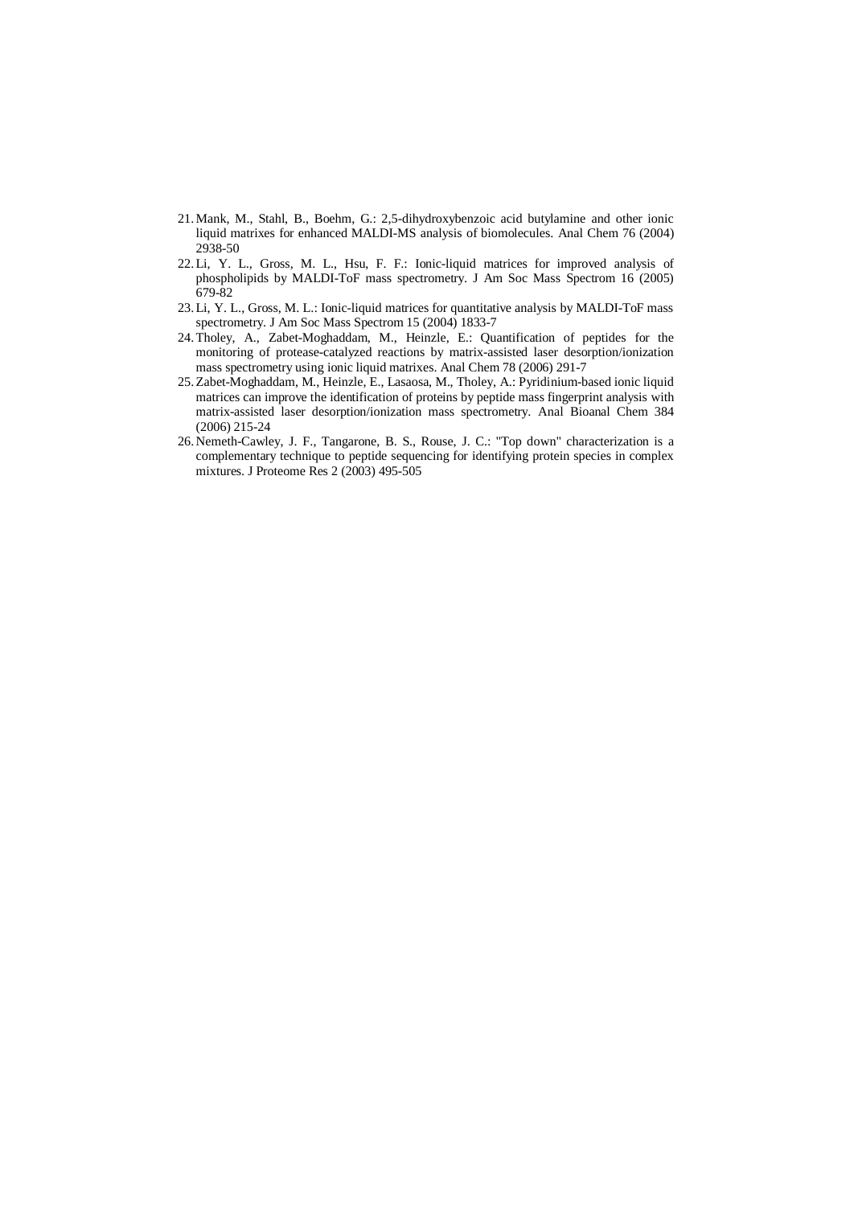21. Mank, M., Stahl, B., Boehm, G.: 2,5-dihydroxybenzoic acid butylamine and other ionic liquid matrixes for enhanced MALDI-MS analysis of biomolecules. Anal Chem 76 (2004) 2938-50
22. Li, Y. L., Gross, M. L., Hsu, F. F.: Ionic-liquid matrices for improved analysis of phospholipids by MALDI-ToF mass spectrometry. J Am Soc Mass Spectrom 16 (2005) 679-82
23. Li, Y. L., Gross, M. L.: Ionic-liquid matrices for quantitative analysis by MALDI-ToF mass spectrometry. J Am Soc Mass Spectrom 15 (2004) 1833-7
24. Tholey, A., Zabet-Moghaddam, M., Heinzle, E.: Quantification of peptides for the monitoring of protease-catalyzed reactions by matrix-assisted laser desorption/ionization mass spectrometry using ionic liquid matrixes. Anal Chem 78 (2006) 291-7
25. Zabet-Moghaddam, M., Heinzle, E., Lasaosa, M., Tholey, A.: Pyridinium-based ionic liquid matrices can improve the identification of proteins by peptide mass fingerprint analysis with matrix-assisted laser desorption/ionization mass spectrometry. Anal Bioanal Chem 384 (2006) 215-24
26. Nemeth-Cawley, J. F., Tangarone, B. S., Rouse, J. C.: "Top down" characterization is a complementary technique to peptide sequencing for identifying protein species in complex mixtures. J Proteome Res 2 (2003) 495-505